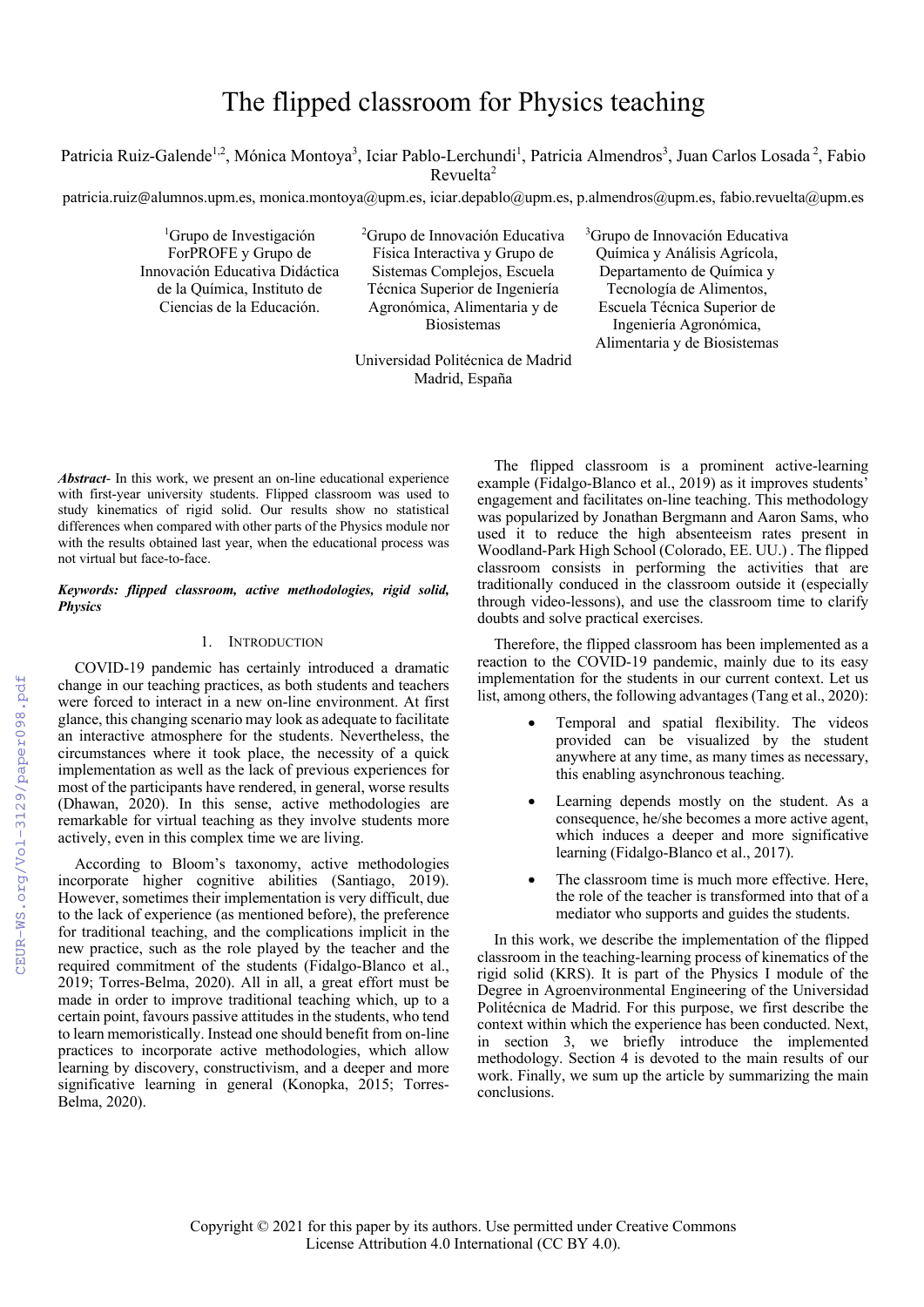# The flipped classroom for Physics teaching

Patricia Ruiz-Galende[1,2], Mónica Montoya[3], Iciar Pablo-Lerchundi[1], Patricia Almendros[3], Juan Carlos Losada [2], Fabio Revuelta[2]

patricia.ruiz@alumnos.upm.es, monica.montoya@upm.es, iciar.depablo@upm.es, p.almendros@upm.es, fabio.revuelta@upm.es

[1]Grupo de Investigación ForPROFE y Grupo de Innovación Educativa Didáctica de la Química, Instituto de Ciencias de la Educación.

[2]Grupo de Innovación Educativa Física Interactiva y Grupo de Sistemas Complejos, Escuela Técnica Superior de Ingeniería Agronómica, Alimentaria y de Biosistemas

[3]Grupo de Innovación Educativa Química y Análisis Agrícola, Departamento de Química y Tecnología de Alimentos, Escuela Técnica Superior de Ingeniería Agronómica, Alimentaria y de Biosistemas

Universidad Politécnica de Madrid
Madrid, España

***Abstract***- In this work, we present an on-line educational experience with first-year university students. Flipped classroom was used to study kinematics of rigid solid. Our results show no statistical differences when compared with other parts of the Physics module nor with the results obtained last year, when the educational process was not virtual but face-to-face.

***Keywords: flipped classroom, active methodologies, rigid solid, Physics***

## 1. Introduction

COVID-19 pandemic has certainly introduced a dramatic change in our teaching practices, as both students and teachers were forced to interact in a new on-line environment. At first glance, this changing scenario may look as adequate to facilitate an interactive atmosphere for the students. Nevertheless, the circumstances where it took place, the necessity of a quick implementation as well as the lack of previous experiences for most of the participants have rendered, in general, worse results (Dhawan, 2020). In this sense, active methodologies are remarkable for virtual teaching as they involve students more actively, even in this complex time we are living.

According to Bloom's taxonomy, active methodologies incorporate higher cognitive abilities (Santiago, 2019). However, sometimes their implementation is very difficult, due to the lack of experience (as mentioned before), the preference for traditional teaching, and the complications implicit in the new practice, such as the role played by the teacher and the required commitment of the students (Fidalgo-Blanco et al., 2019; Torres-Belma, 2020). All in all, a great effort must be made in order to improve traditional teaching which, up to a certain point, favours passive attitudes in the students, who tend to learn memoristically. Instead one should benefit from on-line practices to incorporate active methodologies, which allow learning by discovery, constructivism, and a deeper and more significative learning in general (Konopka, 2015; Torres-Belma, 2020).

The flipped classroom is a prominent active-learning example (Fidalgo-Blanco et al., 2019) as it improves students' engagement and facilitates on-line teaching. This methodology was popularized by Jonathan Bergmann and Aaron Sams, who used it to reduce the high absenteeism rates present in Woodland-Park High School (Colorado, EE. UU.) . The flipped classroom consists in performing the activities that are traditionally conduced in the classroom outside it (especially through video-lessons), and use the classroom time to clarify doubts and solve practical exercises.

Therefore, the flipped classroom has been implemented as a reaction to the COVID-19 pandemic, mainly due to its easy implementation for the students in our current context. Let us list, among others, the following advantages (Tang et al., 2020):

- Temporal and spatial flexibility. The videos provided can be visualized by the student anywhere at any time, as many times as necessary, this enabling asynchronous teaching.
- Learning depends mostly on the student. As a consequence, he/she becomes a more active agent, which induces a deeper and more significative learning (Fidalgo-Blanco et al., 2017).
- The classroom time is much more effective. Here, the role of the teacher is transformed into that of a mediator who supports and guides the students.

In this work, we describe the implementation of the flipped classroom in the teaching-learning process of kinematics of the rigid solid (KRS). It is part of the Physics I module of the Degree in Agroenvironmental Engineering of the Universidad Politécnica de Madrid. For this purpose, we first describe the context within which the experience has been conducted. Next, in section 3, we briefly introduce the implemented methodology. Section 4 is devoted to the main results of our work. Finally, we sum up the article by summarizing the main conclusions.

Copyright © 2021 for this paper by its authors. Use permitted under Creative Commons License Attribution 4.0 International (CC BY 4.0).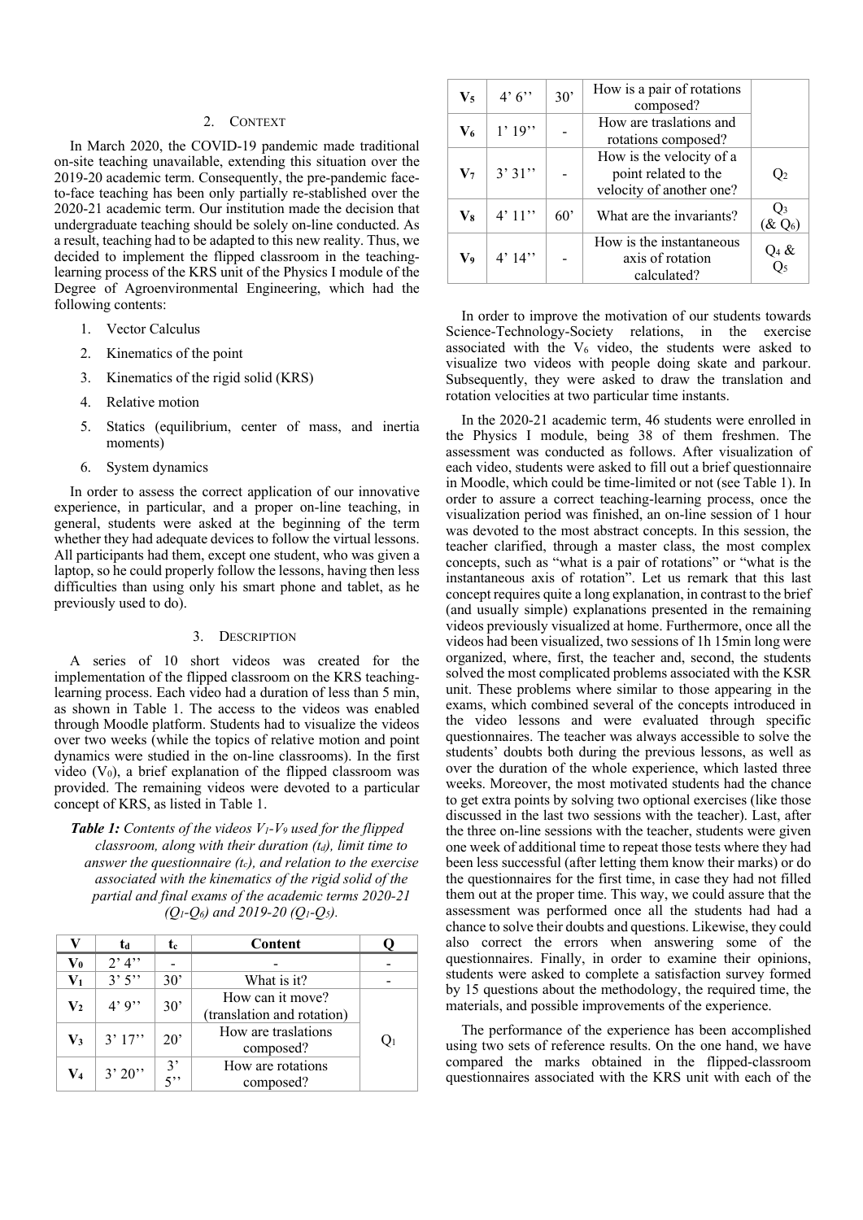## 2. Context

In March 2020, the COVID-19 pandemic made traditional on-site teaching unavailable, extending this situation over the 2019-20 academic term. Consequently, the pre-pandemic face-to-face teaching has been only partially re-stablished over the 2020-21 academic term. Our institution made the decision that undergraduate teaching should be solely on-line conducted. As a result, teaching had to be adapted to this new reality. Thus, we decided to implement the flipped classroom in the teaching-learning process of the KRS unit of the Physics I module of the Degree of Agroenvironmental Engineering, which had the following contents:

1. Vector Calculus
2. Kinematics of the point
3. Kinematics of the rigid solid (KRS)
4. Relative motion
5. Statics (equilibrium, center of mass, and inertia moments)
6. System dynamics

In order to assess the correct application of our innovative experience, in particular, and a proper on-line teaching, in general, students were asked at the beginning of the term whether they had adequate devices to follow the virtual lessons. All participants had them, except one student, who was given a laptop, so he could properly follow the lessons, having then less difficulties than using only his smart phone and tablet, as he previously used to do).

## 3. Description

A series of 10 short videos was created for the implementation of the flipped classroom on the KRS teaching-learning process. Each video had a duration of less than 5 min, as shown in Table 1. The access to the videos was enabled through Moodle platform. Students had to visualize the videos over two weeks (while the topics of relative motion and point dynamics were studied in the on-line classrooms). In the first video ($V_0$), a brief explanation of the flipped classroom was provided. The remaining videos were devoted to a particular concept of KRS, as listed in Table 1.

***Table 1:*** *Contents of the videos $V_1$-$V_9$ used for the flipped classroom, along with their duration ($t_d$), limit time to answer the questionnaire ($t_c$), and relation to the exercise associated with the kinematics of the rigid solid of the partial and final exams of the academic terms 2020-21 ($Q_1$-$Q_6$) and 2019-20 ($Q_1$-$Q_5$).*

| V | $t_d$ | $t_c$ | Content | Q |
|---|---|---|---|---|
| $V_0$ | 2' 4'' | - | - | - |
| $V_1$ | 3' 5'' | 30' | What is it? | - |
| $V_2$ | 4' 9'' | 30' | How can it move? (translation and rotation) | $Q_1$ |
| $V_3$ | 3' 17'' | 20' | How are traslations composed? | |
| $V_4$ | 3' 20'' | 3' 5'' | How are rotations composed? | |
| $V_5$ | 4' 6'' | 30' | How is a pair of rotations composed? | |
| $V_6$ | 1' 19'' | - | How are traslations and rotations composed? | |
| $V_7$ | 3' 31'' | - | How is the velocity of a point related to the velocity of another one? | $Q_2$ |
| $V_8$ | 4' 11'' | 60' | What are the invariants? | $Q_3$ (& $Q_6$) |
| $V_9$ | 4' 14'' | - | How is the instantaneous axis of rotation calculated? | $Q_4$ & $Q_5$ |

In order to improve the motivation of our students towards Science-Technology-Society relations, in the exercise associated with the $V_6$ video, the students were asked to visualize two videos with people doing skate and parkour. Subsequently, they were asked to draw the translation and rotation velocities at two particular time instants.

In the 2020-21 academic term, 46 students were enrolled in the Physics I module, being 38 of them freshmen. The assessment was conducted as follows. After visualization of each video, students were asked to fill out a brief questionnaire in Moodle, which could be time-limited or not (see Table 1). In order to assure a correct teaching-learning process, once the visualization period was finished, an on-line session of 1 hour was devoted to the most abstract concepts. In this session, the teacher clarified, through a master class, the most complex concepts, such as "what is a pair of rotations" or "what is the instantaneous axis of rotation". Let us remark that this last concept requires quite a long explanation, in contrast to the brief (and usually simple) explanations presented in the remaining videos previously visualized at home. Furthermore, once all the videos had been visualized, two sessions of 1h 15min long were organized, where, first, the teacher and, second, the students solved the most complicated problems associated with the KSR unit. These problems where similar to those appearing in the exams, which combined several of the concepts introduced in the video lessons and were evaluated through specific questionnaires. The teacher was always accessible to solve the students' doubts both during the previous lessons, as well as over the duration of the whole experience, which lasted three weeks. Moreover, the most motivated students had the chance to get extra points by solving two optional exercises (like those discussed in the last two sessions with the teacher). Last, after the three on-line sessions with the teacher, students were given one week of additional time to repeat those tests where they had been less successful (after letting them know their marks) or do the questionnaires for the first time, in case they had not filled them out at the proper time. This way, we could assure that the assessment was performed once all the students had had a chance to solve their doubts and questions. Likewise, they could also correct the errors when answering some of the questionnaires. Finally, in order to examine their opinions, students were asked to complete a satisfaction survey formed by 15 questions about the methodology, the required time, the materials, and possible improvements of the experience.

The performance of the experience has been accomplished using two sets of reference results. On the one hand, we have compared the marks obtained in the flipped-classroom questionnaires associated with the KRS unit with each of the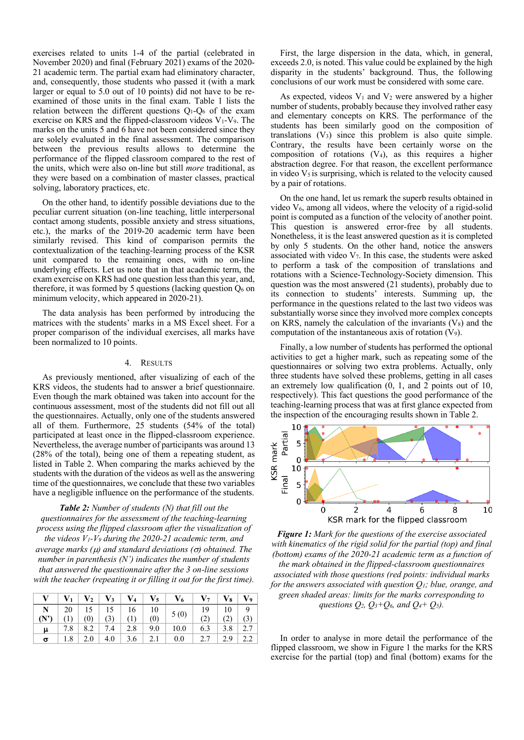exercises related to units 1-4 of the partial (celebrated in November 2020) and final (February 2021) exams of the 2020-21 academic term. The partial exam had eliminatory character, and, consequently, those students who passed it (with a mark larger or equal to 5.0 out of 10 points) did not have to be re-examined of those units in the final exam. Table 1 lists the relation between the different questions $Q_1$-$Q_6$ of the exam exercise on KRS and the flipped-classroom videos $V_1$-$V_9$. The marks on the units 5 and 6 have not been considered since they are solely evaluated in the final assessment. The comparison between the previous results allows to determine the performance of the flipped classroom compared to the rest of the units, which were also on-line but still *more* traditional, as they were based on a combination of master classes, practical solving, laboratory practices, etc.

On the other hand, to identify possible deviations due to the peculiar current situation (on-line teaching, little interpersonal contact among students, possible anxiety and stress situations, etc.), the marks of the 2019-20 academic term have been similarly revised. This kind of comparison permits the contextualization of the teaching-learning process of the KSR unit compared to the remaining ones, with no on-line underlying effects. Let us note that in that academic term, the exam exercise on KRS had one question less than this year, and, therefore, it was formed by 5 questions (lacking question $Q_6$ on minimum velocity, which appeared in 2020-21).

The data analysis has been performed by introducing the matrices with the students' marks in a MS Excel sheet. For a proper comparison of the individual exercises, all marks have been normalized to 10 points.

## 4. Results

As previously mentioned, after visualizing of each of the KRS videos, the students had to answer a brief questionnaire. Even though the mark obtained was taken into account for the continuous assessment, most of the students did not fill out all the questionnaires. Actually, only one of the students answered all of them. Furthermore, 25 students (54% of the total) participated at least once in the flipped-classroom experience. Nevertheless, the average number of participants was around 13 (28% of the total), being one of them a repeating student, as listed in Table 2. When comparing the marks achieved by the students with the duration of the videos as well as the answering time of the questionnaires, we conclude that these two variables have a negligible influence on the performance of the students.

***Table 2:*** *Number of students (N) that fill out the questionnaires for the assessment of the teaching-learning process using the flipped classroom after the visualization of the videos $V_1$-$V_9$ during the 2020-21 academic term, and average marks ($\mu$) and standard deviations ($\sigma$) obtained. The number in parenthesis (N') indicates the number of students that answered the questionnaire after the 3 on-line sessions with the teacher (repeating it or filling it out for the first time).*

| V | $V_1$ | $V_2$ | $V_3$ | $V_4$ | $V_5$ | $V_6$ | $V_7$ | $V_8$ | $V_9$ |
|---|---|---|---|---|---|---|---|---|---|
| N (N') | 20 (1) | 15 (0) | 15 (3) | 16 (1) | 10 (0) | 5 (0) | 19 (2) | 10 (2) | 9 (3) |
| $\mu$ | 7.8 | 8.2 | 7.4 | 2.8 | 9.0 | 10.0 | 6.3 | 3.8 | 2.7 |
| $\sigma$ | 1.8 | 2.0 | 4.0 | 3.6 | 2.1 | 0.0 | 2.7 | 2.9 | 2.2 |

First, the large dispersion in the data, which, in general, exceeds 2.0, is noted. This value could be explained by the high disparity in the students' background. Thus, the following conclusions of our work must be considered with some care.

As expected, videos $V_1$ and $V_2$ were answered by a higher number of students, probably because they involved rather easy and elementary concepts on KRS. The performance of the students has been similarly good on the composition of translations ($V_3$) since this problem is also quite simple. Contrary, the results have been certainly worse on the composition of rotations ($V_4$), as this requires a higher abstraction degree. For that reason, the excellent performance in video $V_5$ is surprising, which is related to the velocity caused by a pair of rotations.

On the one hand, let us remark the superb results obtained in video $V_6$, among all videos, where the velocity of a rigid-solid point is computed as a function of the velocity of another point. This question is answered error-free by all students. Nonetheless, it is the least answered question as it is completed by only 5 students. On the other hand, notice the answers associated with video $V_7$. In this case, the students were asked to perform a task of the composition of translations and rotations with a Science-Technology-Society dimension. This question was the most answered (21 students), probably due to its connection to students' interests. Summing up, the performance in the questions related to the last two videos was substantially worse since they involved more complex concepts on KRS, namely the calculation of the invariants ($V_8$) and the computation of the instantaneous axis of rotation ($V_9$).

Finally, a low number of students has performed the optional activities to get a higher mark, such as repeating some of the questionnaires or solving two extra problems. Actually, only three students have solved these problems, getting in all cases an extremely low qualification (0, 1, and 2 points out of 10, respectively). This fact questions the good performance of the teaching-learning process that was at first glance expected from the inspection of the encouraging results shown in Table 2.

***Figure 1:*** *Mark for the questions of the exercise associated with kinematics of the rigid solid for the partial (top) and final (bottom) exams of the 2020-21 academic term as a function of the mark obtained in the flipped-classroom questionnaires associated with those questions (red points: individual marks for the answers associated with question $Q_1$; blue, orange, and green shaded areas: limits for the marks corresponding to questions $Q_2$, $Q_3$+$Q_6$, and $Q_4$+ $Q_5$).*

In order to analyse in more detail the performance of the flipped classroom, we show in Figure 1 the marks for the KRS exercise for the partial (top) and final (bottom) exams for the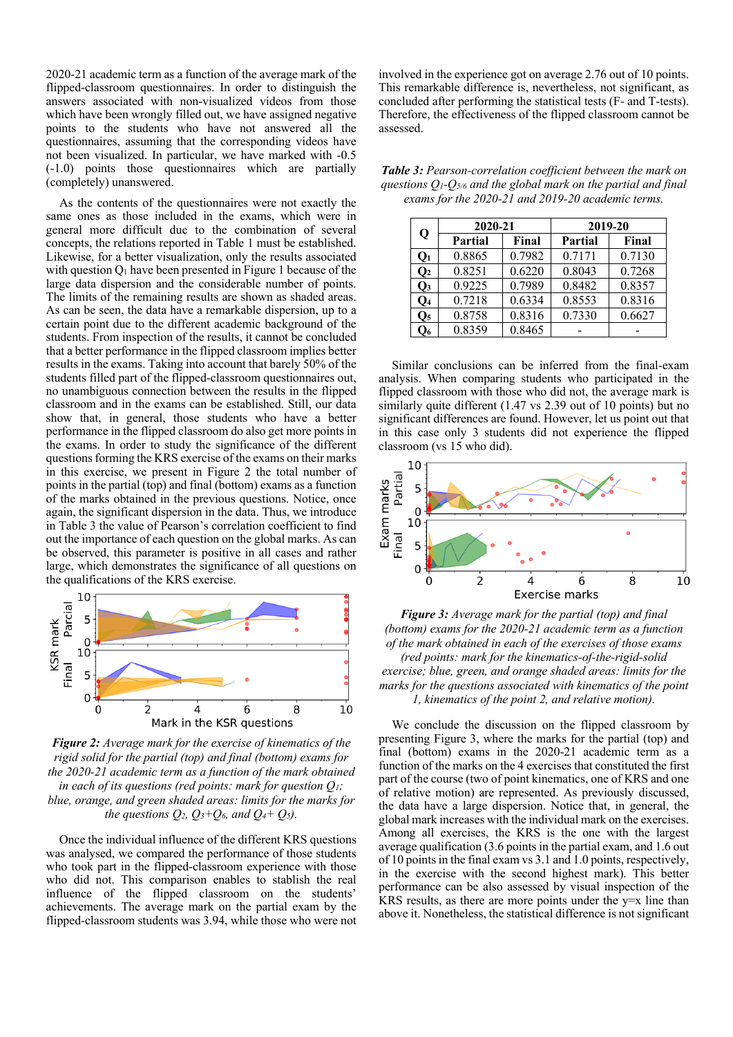2020-21 academic term as a function of the average mark of the flipped-classroom questionnaires. In order to distinguish the answers associated with non-visualized videos from those which have been wrongly filled out, we have assigned negative points to the students who have not answered all the questionnaires, assuming that the corresponding videos have not been visualized. In particular, we have marked with -0.5 (-1.0) points those questionnaires which are partially (completely) unanswered.

As the contents of the questionnaires were not exactly the same ones as those included in the exams, which were in general more difficult due to the combination of several concepts, the relations reported in Table 1 must be established. Likewise, for a better visualization, only the results associated with question $Q_1$ have been presented in Figure 1 because of the large data dispersion and the considerable number of points. The limits of the remaining results are shown as shaded areas. As can be seen, the data have a remarkable dispersion, up to a certain point due to the different academic background of the students. From inspection of the results, it cannot be concluded that a better performance in the flipped classroom implies better results in the exams. Taking into account that barely 50% of the students filled part of the flipped-classroom questionnaires out, no unambiguous connection between the results in the flipped classroom and in the exams can be established. Still, our data show that, in general, those students who have a better performance in the flipped classroom do also get more points in the exams. In order to study the significance of the different questions forming the KRS exercise of the exams on their marks in this exercise, we present in Figure 2 the total number of points in the partial (top) and final (bottom) exams as a function of the marks obtained in the previous questions. Notice, once again, the significant dispersion in the data. Thus, we introduce in Table 3 the value of Pearson's correlation coefficient to find out the importance of each question on the global marks. As can be observed, this parameter is positive in all cases and rather large, which demonstrates the significance of all questions on the qualifications of the KRS exercise.

***Figure 2:*** *Average mark for the exercise of kinematics of the rigid solid for the partial (top) and final (bottom) exams for the 2020-21 academic term as a function of the mark obtained in each of its questions (red points: mark for question $Q_1$; blue, orange, and green shaded areas: limits for the marks for the questions $Q_2$, $Q_3+Q_6$, and $Q_4+Q_5$).*

Once the individual influence of the different KRS questions was analysed, we compared the performance of those students who took part in the flipped-classroom experience with those who did not. This comparison enables to stablish the real influence of the flipped classroom on the students' achievements. The average mark on the partial exam by the flipped-classroom students was 3.94, while those who were not involved in the experience got on average 2.76 out of 10 points. This remarkable difference is, nevertheless, not significant, as concluded after performing the statistical tests (F- and T-tests). Therefore, the effectiveness of the flipped classroom cannot be assessed.

***Table 3:*** *Pearson-correlation coefficient between the mark on questions $Q_1$-$Q_{5/6}$ and the global mark on the partial and final exams for the 2020-21 and 2019-20 academic terms.*

| Q | 2020-21 | | 2019-20 | |
|---|---|---|---|---|
| | **Partial** | **Final** | **Partial** | **Final** |
| $Q_1$ | 0.8865 | 0.7982 | 0.7171 | 0.7130 |
| $Q_2$ | 0.8251 | 0.6220 | 0.8043 | 0.7268 |
| $Q_3$ | 0.9225 | 0.7989 | 0.8482 | 0.8357 |
| $Q_4$ | 0.7218 | 0.6334 | 0.8553 | 0.8316 |
| $Q_5$ | 0.8758 | 0.8316 | 0.7330 | 0.6627 |
| $Q_6$ | 0.8359 | 0.8465 | - | - |

Similar conclusions can be inferred from the final-exam analysis. When comparing students who participated in the flipped classroom with those who did not, the average mark is similarly quite different (1.47 vs 2.39 out of 10 points) but no significant differences are found. However, let us point out that in this case only 3 students did not experience the flipped classroom (vs 15 who did).

***Figure 3:*** *Average mark for the partial (top) and final (bottom) exams for the 2020-21 academic term as a function of the mark obtained in each of the exercises of those exams (red points: mark for the kinematics-of-the-rigid-solid exercise; blue, green, and orange shaded areas: limits for the marks for the questions associated with kinematics of the point 1, kinematics of the point 2, and relative motion).*

We conclude the discussion on the flipped classroom by presenting Figure 3, where the marks for the partial (top) and final (bottom) exams in the 2020-21 academic term as a function of the marks on the 4 exercises that constituted the first part of the course (two of point kinematics, one of KRS and one of relative motion) are represented. As previously discussed, the data have a large dispersion. Notice that, in general, the global mark increases with the individual mark on the exercises. Among all exercises, the KRS is the one with the largest average qualification (3.6 points in the partial exam, and 1.6 out of 10 points in the final exam vs 3.1 and 1.0 points, respectively, in the exercise with the second highest mark). This better performance can be also assessed by visual inspection of the KRS results, as there are more points under the y=x line than above it. Nonetheless, the statistical difference is not significant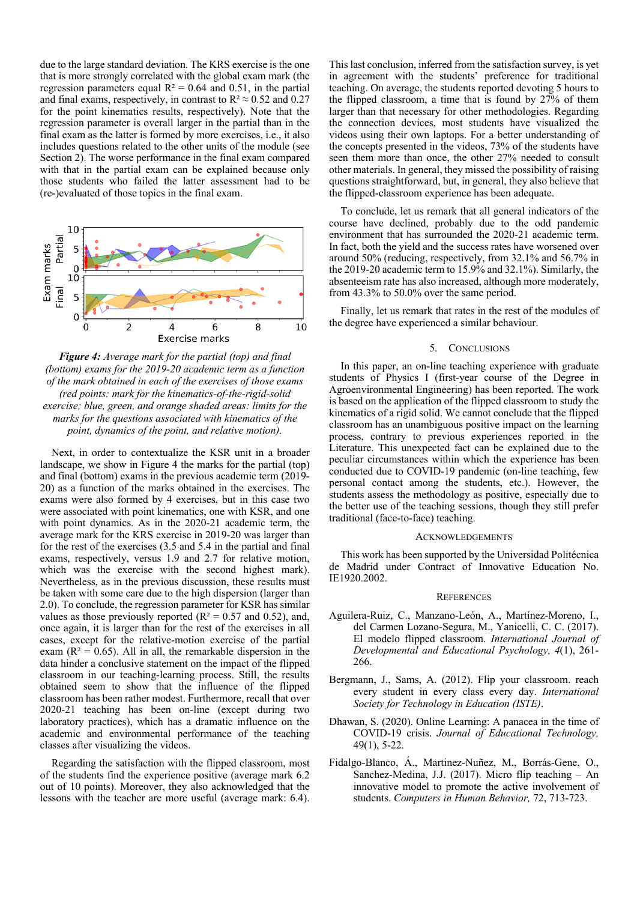due to the large standard deviation. The KRS exercise is the one that is more strongly correlated with the global exam mark (the regression parameters equal $R^2 = 0.64$ and 0.51, in the partial and final exams, respectively, in contrast to $R^2 \approx 0.52$ and 0.27 for the point kinematics results, respectively). Note that the regression parameter is overall larger in the partial than in the final exam as the latter is formed by more exercises, i.e., it also includes questions related to the other units of the module (see Section 2). The worse performance in the final exam compared with that in the partial exam can be explained because only those students who failed the latter assessment had to be (re-)evaluated of those topics in the final exam.

***Figure 4:*** *Average mark for the partial (top) and final (bottom) exams for the 2019-20 academic term as a function of the mark obtained in each of the exercises of those exams (red points: mark for the kinematics-of-the-rigid-solid exercise; blue, green, and orange shaded areas: limits for the marks for the questions associated with kinematics of the point, dynamics of the point, and relative motion).*

Next, in order to contextualize the KSR unit in a broader landscape, we show in Figure 4 the marks for the partial (top) and final (bottom) exams in the previous academic term (2019-20) as a function of the marks obtained in the exercises. The exams were also formed by 4 exercises, but in this case two were associated with point kinematics, one with KSR, and one with point dynamics. As in the 2020-21 academic term, the average mark for the KRS exercise in 2019-20 was larger than for the rest of the exercises (3.5 and 5.4 in the partial and final exams, respectively, versus 1.9 and 2.7 for relative motion, which was the exercise with the second highest mark). Nevertheless, as in the previous discussion, these results must be taken with some care due to the high dispersion (larger than 2.0). To conclude, the regression parameter for KSR has similar values as those previously reported ($R^2 = 0.57$ and 0.52), and, once again, it is larger than for the rest of the exercises in all cases, except for the relative-motion exercise of the partial exam ($R^2 = 0.65$). All in all, the remarkable dispersion in the data hinder a conclusive statement on the impact of the flipped classroom in our teaching-learning process. Still, the results obtained seem to show that the influence of the flipped classroom has been rather modest. Furthermore, recall that over 2020-21 teaching has been on-line (except during two laboratory practices), which has a dramatic influence on the academic and environmental performance of the teaching classes after visualizing the videos.

Regarding the satisfaction with the flipped classroom, most of the students find the experience positive (average mark 6.2 out of 10 points). Moreover, they also acknowledged that the lessons with the teacher are more useful (average mark: 6.4).

This last conclusion, inferred from the satisfaction survey, is yet in agreement with the students' preference for traditional teaching. On average, the students reported devoting 5 hours to the flipped classroom, a time that is found by 27% of them larger than that necessary for other methodologies. Regarding the connection devices, most students have visualized the videos using their own laptops. For a better understanding of the concepts presented in the videos, 73% of the students have seen them more than once, the other 27% needed to consult other materials. In general, they missed the possibility of raising questions straightforward, but, in general, they also believe that the flipped-classroom experience has been adequate.

To conclude, let us remark that all general indicators of the course have declined, probably due to the odd pandemic environment that has surrounded the 2020-21 academic term. In fact, both the yield and the success rates have worsened over around 50% (reducing, respectively, from 32.1% and 56.7% in the 2019-20 academic term to 15.9% and 32.1%). Similarly, the absenteeism rate has also increased, although more moderately, from 43.3% to 50.0% over the same period.

Finally, let us remark that rates in the rest of the modules of the degree have experienced a similar behaviour.

## 5. Conclusions

In this paper, an on-line teaching experience with graduate students of Physics I (first-year course of the Degree in Agroenvironmental Engineering) has been reported. The work is based on the application of the flipped classroom to study the kinematics of a rigid solid. We cannot conclude that the flipped classroom has an unambiguous positive impact on the learning process, contrary to previous experiences reported in the Literature. This unexpected fact can be explained due to the peculiar circumstances within which the experience has been conducted due to COVID-19 pandemic (on-line teaching, few personal contact among the students, etc.). However, the students assess the methodology as positive, especially due to the better use of the teaching sessions, though they still prefer traditional (face-to-face) teaching.

## Acknowledgements

This work has been supported by the Universidad Politécnica de Madrid under Contract of Innovative Education No. IE1920.2002.

## References

Aguilera-Ruiz, C., Manzano-León, A., Martínez-Moreno, I., del Carmen Lozano-Segura, M., Yanicelli, C. C. (2017). El modelo flipped classroom. *International Journal of Developmental and Educational Psychology, 4*(1), 261-266.

Bergmann, J., Sams, A. (2012). Flip your classroom. reach every student in every class every day. *International Society for Technology in Education (ISTE)*.

Dhawan, S. (2020). Online Learning: A panacea in the time of COVID-19 crisis. *Journal of Educational Technology,* 49(1), 5-22.

Fidalgo-Blanco, Á., Martinez-Nuñez, M., Borrás-Gene, O., Sanchez-Medina, J.J. (2017). Micro flip teaching – An innovative model to promote the active involvement of students. *Computers in Human Behavior,* 72, 713-723.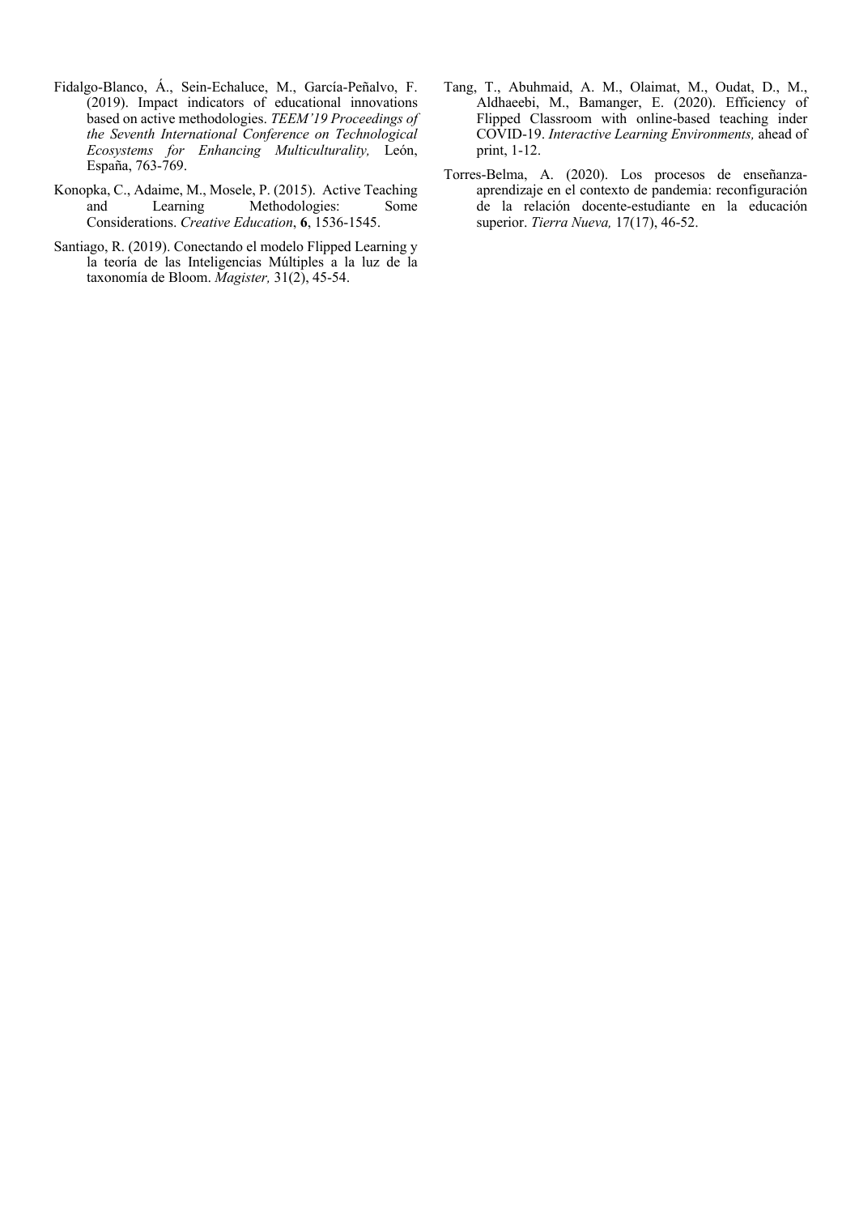Fidalgo-Blanco, Á., Sein-Echaluce, M., García-Peñalvo, F. (2019). Impact indicators of educational innovations based on active methodologies. *TEEM'19 Proceedings of the Seventh International Conference on Technological Ecosystems for Enhancing Multiculturality,* León, España, 763-769.

Konopka, C., Adaime, M., Mosele, P. (2015). Active Teaching and Learning Methodologies: Some Considerations. *Creative Education*, **6**, 1536-1545.

Santiago, R. (2019). Conectando el modelo Flipped Learning y la teoría de las Inteligencias Múltiples a la luz de la taxonomía de Bloom. *Magister,* 31(2), 45-54.

Tang, T., Abuhmaid, A. M., Olaimat, M., Oudat, D., M., Aldhaeebi, M., Bamanger, E. (2020). Efficiency of Flipped Classroom with online-based teaching inder COVID-19. *Interactive Learning Environments,* ahead of print, 1-12.

Torres-Belma, A. (2020). Los procesos de enseñanza-aprendizaje en el contexto de pandemia: reconfiguración de la relación docente-estudiante en la educación superior. *Tierra Nueva,* 17(17), 46-52.